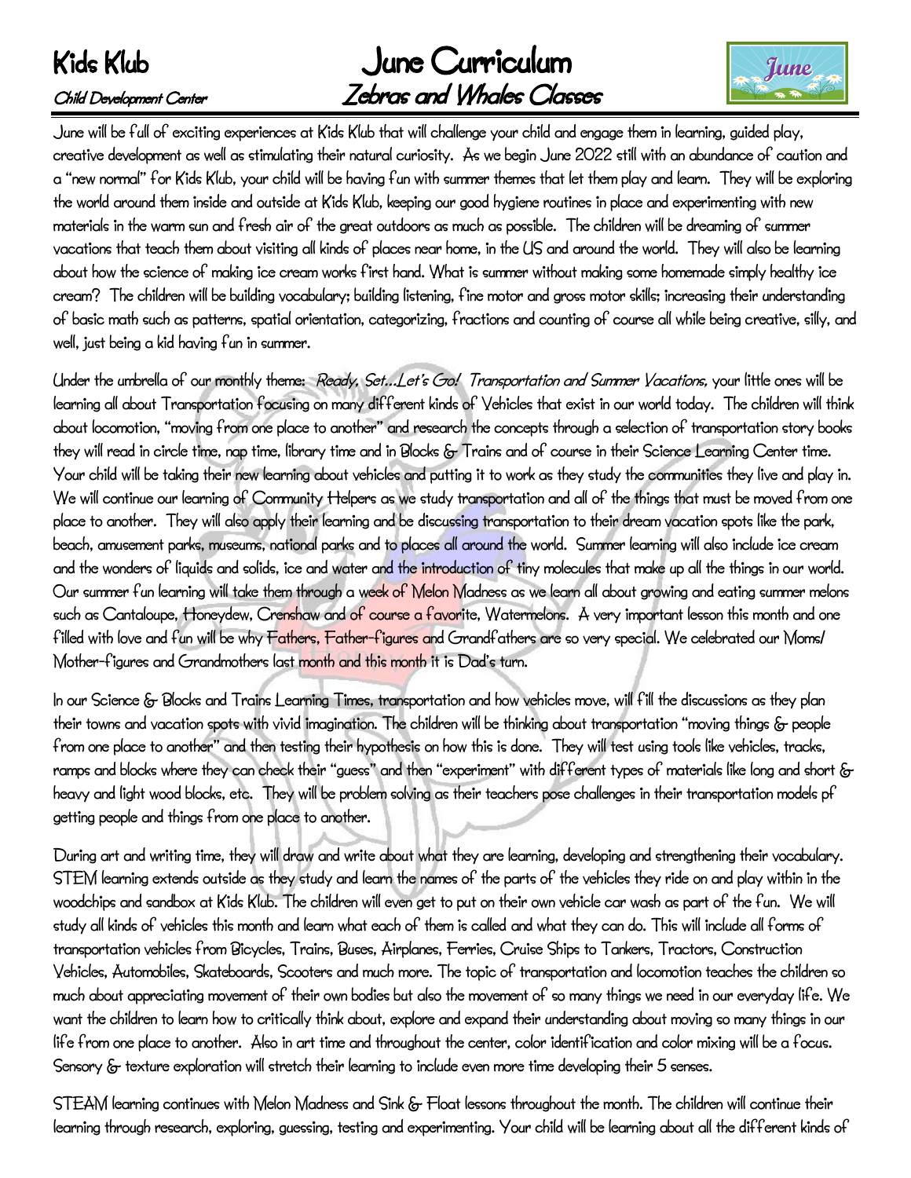# Kids Klub

*Child Development Center*

# June Curriculum

## *Zebras and Whales Classes*

June will be full of exciting experiences at Kids Klub that will challenge your child and engage them in learning, guided play, creative development as well as stimulating their natural curiosity. As we begin June 2022 still with an abundance of caution and a "new normal" for Kids Klub, your child will be having fun with summer themes that let them play and learn. They will be exploring the world around them inside and outside at Kids Klub, keeping our good hygiene routines in place and experimenting with new materials in the warm sun and fresh air of the great outdoors as much as possible. The children will be dreaming of summer vacations that teach them about visiting all kinds of places near home, in the US and around the world. They will also be learning about how the science of making ice cream works first hand. What is summer without making some homemade simply healthy ice cream? The children will be building vocabulary; building listening, fine motor and gross motor skills; increasing their understanding of basic math such as patterns, spatial orientation, categorizing, fractions and counting of course all while being creative, silly, and well, just being a kid having fun in summer.

Under the umbrella of our monthly theme: *Ready, Set…Let's Go! Transportation and Summer Vacations,* your little ones will be learning all about Transportation focusing on many different kinds of Vehicles that exist in our world today. The children will think about locomotion, "moving from one place to another" and research the concepts through a selection of transportation story books they will read in circle time, nap time, library time and in Blocks & Trains and of course in their Science Learning Center time. Your child will be taking their new learning about vehicles and putting it to work as they study the communities they live and play in. We will continue our learning of Community Helpers as we study transportation and all of the things that must be moved from one place to another. They will also apply their learning and be discussing transportation to their dream vacation spots like the park, beach, amusement parks, museums, national parks and to places all around the world. Summer learning will also include ice cream and the wonders of liquids and solids, ice and water and the introduction of tiny molecules that make up all the things in our world. Our summer fun learning will take them through a week of Melon Madness as we learn all about growing and eating summer melons such as Cantaloupe, Honeydew, Crenshaw and of course a favorite, Watermelons. A very important lesson this month and one filled with love and fun will be why Fathers, Father-figures and Grandfathers are so very special. We celebrated our Moms/ Mother-figures and Grandmothers last month and this month it is Dad's turn.

In our Science & Blocks and Trains Learning Times, transportation and how vehicles move, will fill the discussions as they plan their towns and vacation spots with vivid imagination. The children will be thinking about transportation "moving things & people from one place to another" and then testing their hypothesis on how this is done. They will test using tools like vehicles, tracks, ramps and blocks where they can check their "guess" and then "experiment" with different types of materials like long and short & heavy and light wood blocks, etc. They will be problem solving as their teachers pose challenges in their transportation models pf getting people and things from one place to another.

During art and writing time, they will draw and write about what they are learning, developing and strengthening their vocabulary. STEM learning extends outside as they study and learn the names of the parts of the vehicles they ride on and play within in the woodchips and sandbox at Kids Klub. The children will even get to put on their own vehicle car wash as part of the fun. We will study all kinds of vehicles this month and learn what each of them is called and what they can do. This will include all forms of transportation vehicles from Bicycles, Trains, Buses, Airplanes, Ferries, Cruise Ships to Tankers, Tractors, Construction Vehicles, Automobiles, Skateboards, Scooters and much more. The topic of transportation and locomotion teaches the children so much about appreciating movement of their own bodies but also the movement of so many things we need in our everyday life. We want the children to learn how to critically think about, explore and expand their understanding about moving so many things in our life from one place to another. Also in art time and throughout the center, color identification and color mixing will be a focus. Sensory & texture exploration will stretch their learning to include even more time developing their 5 senses.

STEAM learning continues with Melon Madness and Sink & Float lessons throughout the month. The children will continue their learning through research, exploring, guessing, testing and experimenting. Your child will be learning about all the different kinds of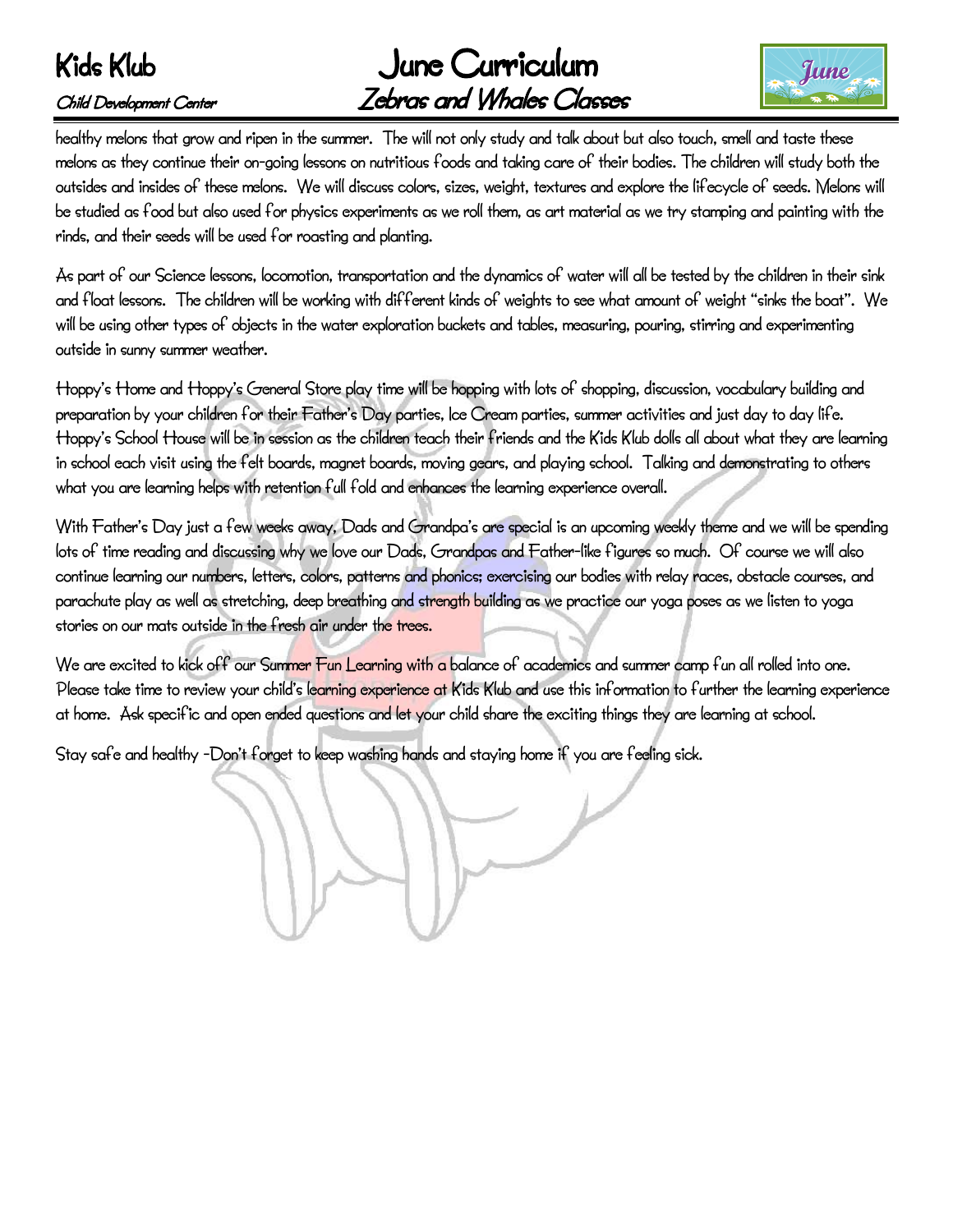healthy melons that grow and ripen in the summer. The will not only study and talk about but also touch, smell and taste these melons as they continue their on-going lessons on nutritious foods and taking care of their bodies. The children will study both the outsides and insides of these melons. We will discuss colors, sizes, weight, textures and explore the lifecycle of seeds. Melons will be studied as food but also used for physics experiments as we roll them, as art material as we try stamping and painting with the rinds, and their seeds will be used for roasting and planting.

As part of our Science lessons, locomotion, transportation and the dynamics of water will all be tested by the children in their sink and float lessons. The children will be working with different kinds of weights to see what amount of weight "sinks the boat". We will be using other types of objects in the water exploration buckets and tables, measuring, pouring, stirring and experimenting outside in sunny summer weather.

Hoppy's Home and Hoppy's General Store play time will be hopping with lots of shopping, discussion, vocabulary building and preparation by your children for their Father's Day parties, Ice Cream parties, summer activities and just day to day life. Hoppy's School House will be in session as the children teach their friends and the Kids Klub dolls all about what they are learning in school each visit using the felt boards, magnet boards, moving gears, and playing school. Talking and demonstrating to others what you are learning helps with retention full fold and enhances the learning experience overall.

With Father's Day just a few weeks away, Dads and Grandpa's are special is an upcoming weekly theme and we will be spending lots of time reading and discussing why we love our Dads, Grandpas and Father-like figures so much. Of course we will also continue learning our numbers, letters, colors, patterns and phonics; exercising our bodies with relay races, obstacle courses, and parachute play as well as stretching, deep breathing and strength building as we practice our yoga poses as we listen to yoga stories on our mats outside in the fresh air under the trees.

We are excited to kick off our Summer Fun Learning with a balance of academics and summer camp fun all rolled into one. Please take time to review your child's learning experience at Kids Klub and use this information to further the learning experience at home. Ask specific and open ended questions and let your child share the exciting things they are learning at school.

Stay safe and healthy -Don't forget to keep washing hands and staying home if you are feeling sick.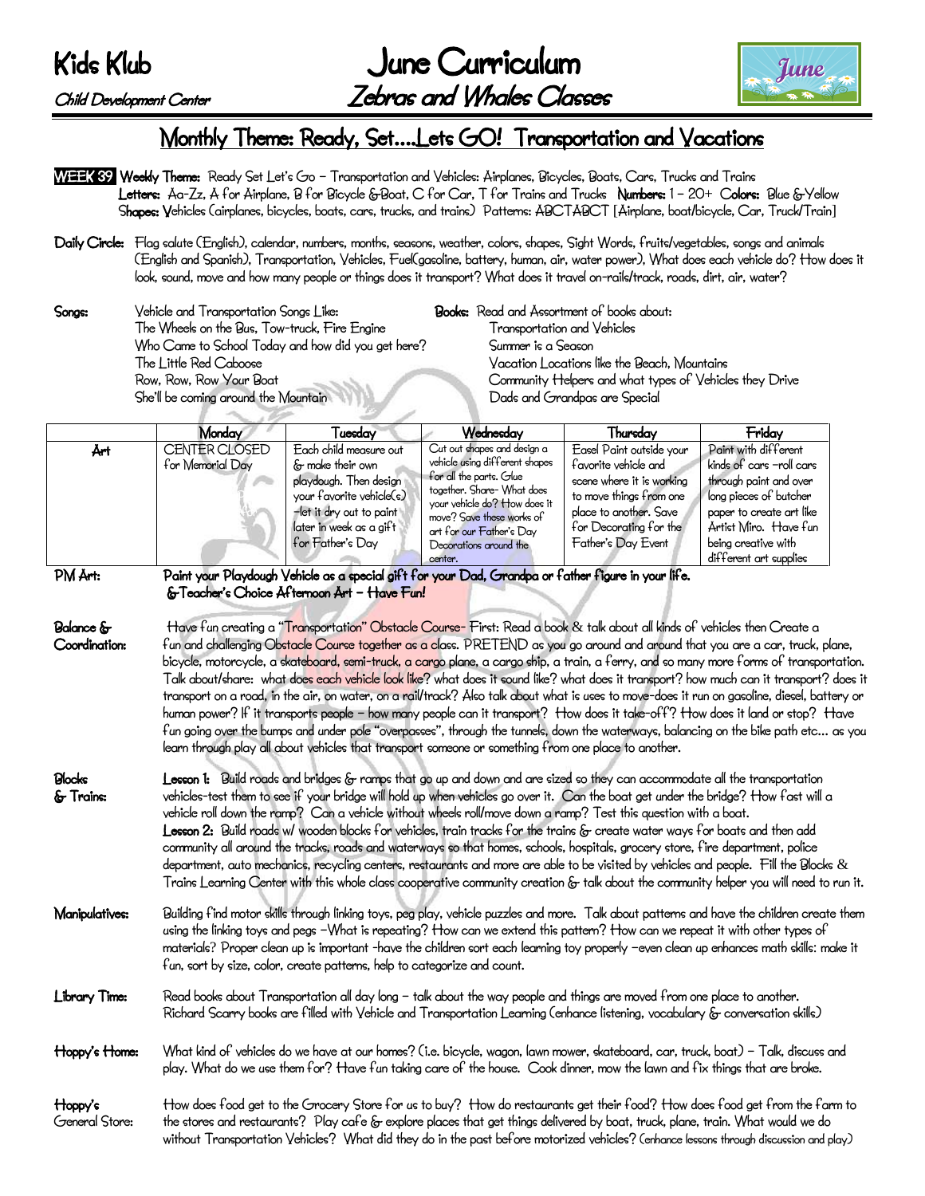# Kids Klub

Child Development Center

# June Curriculum

## Zebras and Whales Classes

## Monthly Theme: Ready, Set....Lets GO! Transportation and Vacations

**WEEK 39** **Weekly Theme:** Ready Set Let's Go – Transportation and Vehicles: Airplanes, Bicycles, Boats, Cars, Trucks and Trains
**Letters:** Aa-Zz, A for Airplane, B for Bicycle & Boat, C for Car, T for Trains and Trucks **Numbers:** 1 – 20+ **Colors:** Blue & Yellow
**Shapes:** Vehicles (airplanes, bicycles, boats, cars, trucks, and trains) Patterns: ABCTABCT [Airplane, boat/bicycle, Car, Truck/Train]

**Daily Circle:** Flag salute (English), calendar, numbers, months, seasons, weather, colors, shapes, Sight Words, fruits/vegetables, songs and animals (English and Spanish), Transportation, Vehicles, Fuel(gasoline, battery, human, air, water power), What does each vehicle do? How does it look, sound, move and how many people or things does it transport? What does it travel on-rails/track, roads, dirt, air, water?

**Songs:** Vehicle and Transportation Songs Like:
The Wheels on the Bus, Tow-truck, Fire Engine
Who Came to School Today and how did you get here?
The Little Red Caboose
Row, Row, Row Your Boat
She'll be coming around the Mountain

**Books:** Read and Assortment of books about:
Transportation and Vehicles
Summer is a Season
Vacation Locations like the Beach, Mountains
Community Helpers and what types of Vehicles they Drive
Dads and Grandpas are Special

| | Monday | Tuesday | Wednesday | Thursday | Friday |
|---|---|---|---|---|---|
| **Art** | CENTER CLOSED for Memorial Day | Each child measure out & make their own playdough. Then design your favorite vehicle(s) –let it dry out to paint later in week as a gift for Father's Day | Cut out shapes and design a vehicle using different shapes for all the parts. Glue together. Share- What does your vehicle do? How does it move? Save these works of art for our Father's Day Decorations around the center. | Easel Paint outside your favorite vehicle and scene where it is working to move things from one place to another. Save for Decorating for the Father's Day Event | Paint with different kinds of cars –roll cars through paint and over long pieces of butcher paper to create art like Artist Miro. Have fun being creative with different art supplies |

**PM Art:** **Paint your Playdough Vehicle as a special gift for your Dad, Grandpa or father figure in your life. & Teacher's Choice Afternoon Art – Have Fun!**

**Balance & Coordination:** Have fun creating a "Transportation" Obstacle Course- First: Read a book & talk about all kinds of vehicles then Create a fun and challenging Obstacle Course together as a class. PRETEND as you go around and around that you are a car, truck, plane, bicycle, motorcycle, a skateboard, semi-truck, a cargo plane, a cargo ship, a train, a ferry, and so many more forms of transportation. Talk about/share: what does each vehicle look like? what does it sound like? what does it transport? how much can it transport? does it transport on a road, in the air, on water, on a rail/track? Also talk about what is uses to move-does it run on gasoline, diesel, battery or human power? If it transports people – how many people can it transport? How does it take-off? How does it land or stop? Have fun going over the bumps and under pole "overpasses", through the tunnels, down the waterways, balancing on the bike path etc… as you learn through play all about vehicles that transport someone or something from one place to another.

**Blocks & Trains:** **Lesson 1:** Build roads and bridges & ramps that go up and down and are sized so they can accommodate all the transportation vehicles-test them to see if your bridge will hold up when vehicles go over it. Can the boat get under the bridge? How fast will a vehicle roll down the ramp? Can a vehicle without wheels roll/move down a ramp? Test this question with a boat.
**Lesson 2:** Build roads w/ wooden blocks for vehicles, train tracks for the trains & create water ways for boats and then add community all around the tracks, roads and waterways so that homes, schools, hospitals, grocery store, fire department, police department, auto mechanics, recycling centers, restaurants and more are able to be visited by vehicles and people. Fill the Blocks & Trains Learning Center with this whole class cooperative community creation & talk about the community helper you will need to run it.

**Manipulatives:** Building find motor skills through linking toys, peg play, vehicle puzzles and more. Talk about patterns and have the children create them using the linking toys and pegs –What is repeating? How can we extend this pattern? How can we repeat it with other types of materials? Proper clean up is important -have the children sort each learning toy properly –even clean up enhances math skills: make it fun, sort by size, color, create patterns, help to categorize and count.

**Library Time:** Read books about Transportation all day long – talk about the way people and things are moved from one place to another. Richard Scarry books are filled with Vehicle and Transportation Learning (enhance listening, vocabulary & conversation skills)

**Hoppy's Home:** What kind of vehicles do we have at our homes? (i.e. bicycle, wagon, lawn mower, skateboard, car, truck, boat) – Talk, discuss and play. What do we use them for? Have fun taking care of the house. Cook dinner, mow the lawn and fix things that are broke.

**Hoppy's General Store:** How does food get to the Grocery Store for us to buy? How do restaurants get their food? How does food get from the farm to the stores and restaurants? Play cafe & explore places that get things delivered by boat, truck, plane, train. What would we do without Transportation Vehicles? What did they do in the past before motorized vehicles? (enhance lessons through discussion and play)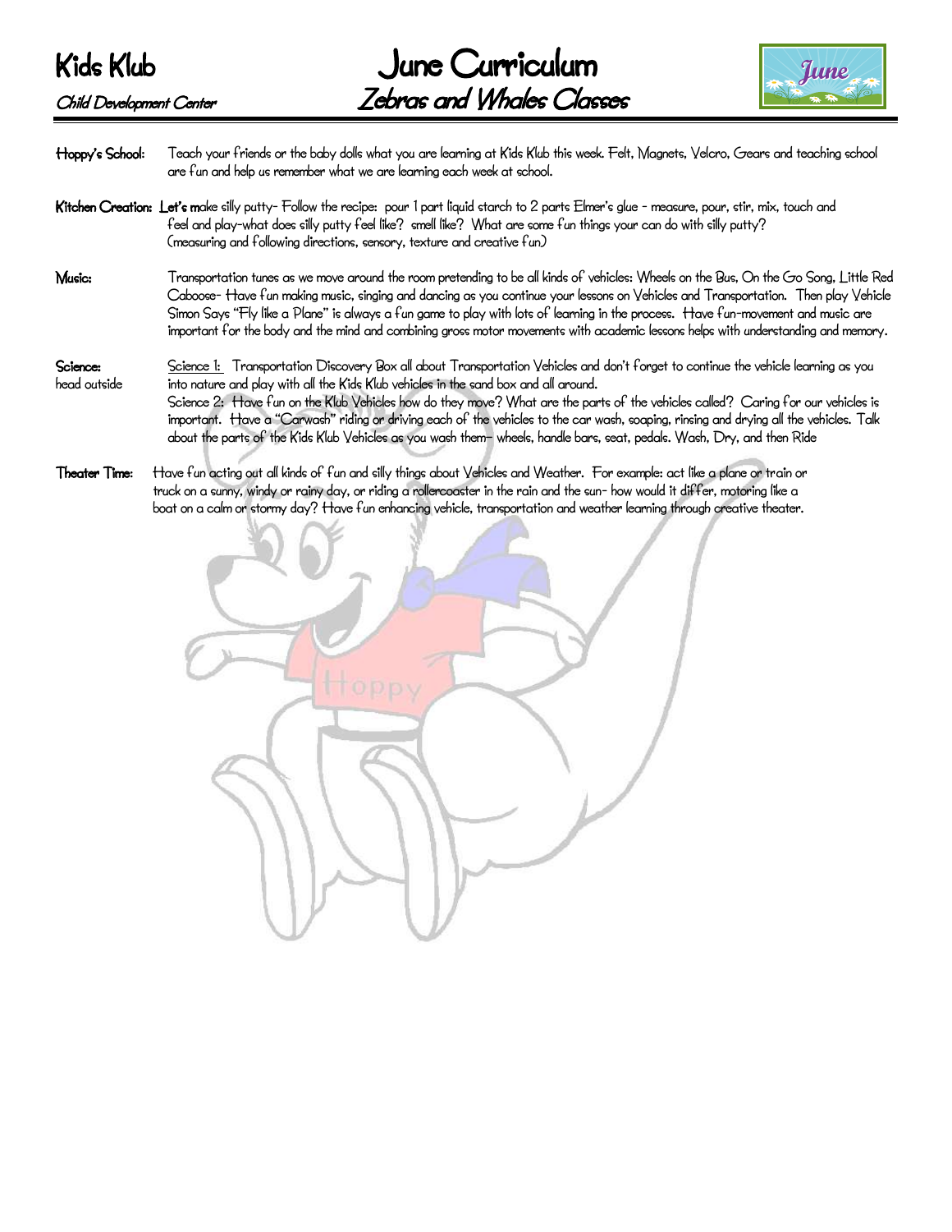# Kids Klub

*Child Development Center*

# June Curriculum

## *Zebras and Whales Classes*

June

**Hoppy's School:** Teach your friends or the baby dolls what you are learning at Kids Klub this week. Felt, Magnets, Velcro, Gears and teaching school are fun and help us remember what we are learning each week at school.

**Kitchen Creation:** **Let's m**ake silly putty- Follow the recipe: pour 1 part liquid starch to 2 parts Elmer's glue - measure, pour, stir, mix, touch and feel and play-what does silly putty feel like? smell like? What are some fun things your can do with silly putty? (measuring and following directions, sensory, texture and creative fun)

**Music:** Transportation tunes as we move around the room pretending to be all kinds of vehicles: Wheels on the Bus, On the Go Song, Little Red Caboose- Have fun making music, singing and dancing as you continue your lessons on Vehicles and Transportation. Then play Vehicle Simon Says "Fly like a Plane" is always a fun game to play with lots of learning in the process. Have fun-movement and music are important for the body and the mind and combining gross motor movements with academic lessons helps with understanding and memory.

**Science:** head outside

Science 1: Transportation Discovery Box all about Transportation Vehicles and don't forget to continue the vehicle learning as you into nature and play with all the Kids Klub vehicles in the sand box and all around.

Science 2: Have fun on the Klub Vehicles how do they move? What are the parts of the vehicles called? Caring for our vehicles is important. Have a "Carwash" riding or driving each of the vehicles to the car wash, soaping, rinsing and drying all the vehicles. Talk about the parts of the Kids Klub Vehicles as you wash them– wheels, handle bars, seat, pedals. Wash, Dry, and then Ride

**Theater Time:** Have fun acting out all kinds of fun and silly things about Vehicles and Weather. For example: act like a plane or train or truck on a sunny, windy or rainy day, or riding a rollercoaster in the rain and the sun- how would it differ, motoring like a boat on a calm or stormy day? Have fun enhancing vehicle, transportation and weather learning through creative theater.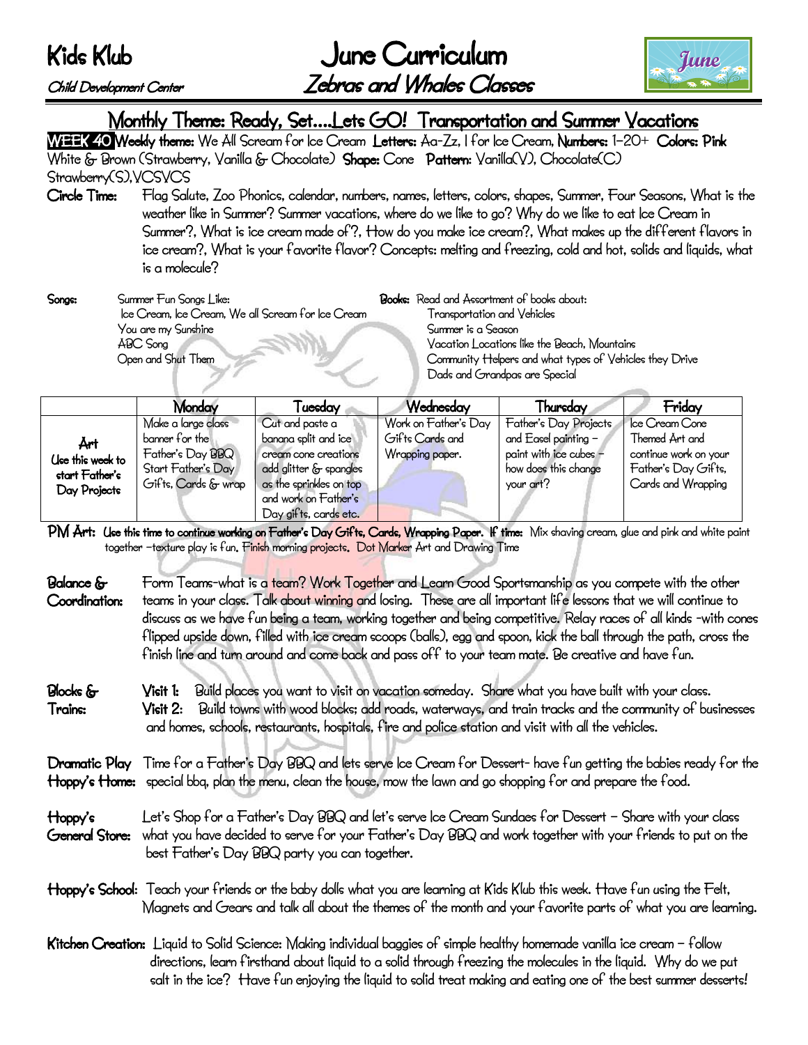# Kids Klub

*Child Development Center*

# June Curriculum

## *Zebras and Whales Classes*

## Monthly Theme: Ready, Set....Lets GO! Transportation and Summer Vacations

**WEEK 40** **Weekly theme:** We All Scream for Ice Cream **Letters:** Aa-Zz, I for Ice Cream, **Numbers:** 1-20+ **Colors:** Pink White & Brown (Strawberry, Vanilla & Chocolate) **Shape:** Cone **Pattern:** Vanilla(V), Chocolate(C) Strawberry(S),VCSVCS

**Circle Time:** Flag Salute, Zoo Phonics, calendar, numbers, names, letters, colors, shapes, Summer, Four Seasons, What is the weather like in Summer? Summer vacations, where do we like to go? Why do we like to eat Ice Cream in Summer?, What is ice cream made of?, How do you make ice cream?, What makes up the different flavors in ice cream?, What is your favorite flavor? Concepts: melting and freezing, cold and hot, solids and liquids, what is a molecule?

**Songs:** Summer Fun Songs Like:
- Ice Cream, Ice Cream, We all Scream for Ice Cream
- You are my Sunshine
- ABC Song
- Open and Shut Them

**Books:** Read and Assortment of books about:
- Transportation and Vehicles
- Summer is a Season
- Vacation Locations like the Beach, Mountains
- Community Helpers and what types of Vehicles they Drive
- Dads and Grandpas are Special

| | Monday | Tuesday | Wednesday | Thursday | Friday |
|---|---|---|---|---|---|
| **Art** Use this week to start Father's Day Projects | Make a large class banner for the Father's Day BBQ Start Father's Day Gifts, Cards & wrap | Cut and paste a banana split and ice cream cone creations add glitter & spangles as the sprinkles on top and work on Father's Day gifts, cards etc. | Work on Father's Day Gifts Cards and Wrapping paper. | Father's Day Projects and Easel painting – paint with ice cubes – how does this change your art? | Ice Cream Cone Themed Art and continue work on your Father's Day Gifts, Cards and Wrapping |

**PM Art:** **Use this time to continue working on Father's Day Gifts, Cards, Wrapping Paper. If time:** Mix shaving cream, glue and pink and white paint together –texture play is fun. Finish morning projects. Dot Marker Art and Drawing Time

**Balance & Coordination:** Form Teams-what is a team? Work Together and Learn Good Sportsmanship as you compete with the other teams in your class. Talk about winning and losing. These are all important life lessons that we will continue to discuss as we have fun being a team, working together and being competitive. Relay races of all kinds -with cones flipped upside down, filled with ice cream scoops (balls), egg and spoon, kick the ball through the path, cross the finish line and turn around and come back and pass off to your team mate. Be creative and have fun.

**Blocks & Trains:**
**Visit 1:** Build places you want to visit on vacation someday. Share what you have built with your class.
**Visit 2:** Build towns with wood blocks; add roads, waterways, and train tracks and the community of businesses and homes, schools, restaurants, hospitals, fire and police station and visit with all the vehicles.

**Dramatic Play Hoppy's Home:** Time for a Father's Day BBQ and lets serve Ice Cream for Dessert- have fun getting the babies ready for the special bbq, plan the menu, clean the house, mow the lawn and go shopping for and prepare the food.

**Hoppy's General Store:** Let's Shop for a Father's Day BBQ and let's serve Ice Cream Sundaes for Dessert – Share with your class what you have decided to serve for your Father's Day BBQ and work together with your friends to put on the best Father's Day BBQ party you can together.

**Hoppy's School:** Teach your friends or the baby dolls what you are learning at Kids Klub this week. Have fun using the Felt, Magnets and Gears and talk all about the themes of the month and your favorite parts of what you are learning.

**Kitchen Creation:** Liquid to Solid Science: Making individual baggies of simple healthy homemade vanilla ice cream – follow directions, learn firsthand about liquid to a solid through freezing the molecules in the liquid. Why do we put salt in the ice? Have fun enjoying the liquid to solid treat making and eating one of the best summer desserts!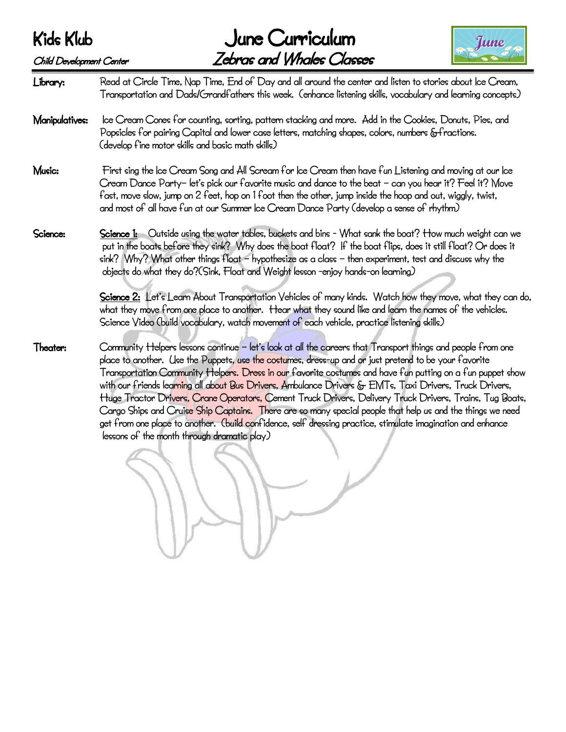# Kids Klub

*Child Development Center*

# June Curriculum

## *Zebras and Whales Classes*

**Library:** Read at Circle Time, Nap Time, End of Day and all around the center and listen to stories about Ice Cream, Transportation and Dads/Grandfathers this week. (enhance listening skills, vocabulary and learning concepts)

**Manipulatives:** Ice Cream Cones for counting, sorting, pattern stacking and more. Add in the Cookies, Donuts, Pies, and Popsicles for pairing Capital and lower case letters, matching shapes, colors, numbers &fractions. (develop fine motor skills and basic math skills)

**Music:** First sing the Ice Cream Song and All Scream for Ice Cream then have fun Listening and moving at our Ice Cream Dance Party– let's pick our favorite music and dance to the beat – can you hear it? Feel it? Move fast, move slow, jump on 2 feet, hop on 1 foot then the other, jump inside the hoop and out, wiggly, twist, and most of all have fun at our Summer Ice Cream Dance Party (develop a sense of rhythm)

**Science:** __Science 1:__ Outside using the water tables, buckets and bins - What sank the boat? How much weight can we put in the boats before they sink? Why does the boat float? If the boat flips, does it still float? Or does it sink? Why? What other things float – hypothesize as a class – then experiment, test and discuss why the objects do what they do?(Sink, Float and Weight lesson -enjoy hands-on learning)

__Science 2:__ Let's Learn About Transportation Vehicles of many kinds. Watch how they move, what they can do, what they move from one place to another. Hear what they sound like and learn the names of the vehicles. Science Video (build vocabulary, watch movement of each vehicle, practice listening skills)

**Theater:** Community Helpers lessons continue – let's look at all the careers that Transport things and people from one place to another. Use the Puppets, use the costumes, dress-up and or just pretend to be your favorite Transportation Community Helpers. Dress in our favorite costumes and have fun putting on a fun puppet show with our friends learning all about Bus Drivers, Ambulance Drivers & EMTs, Taxi Drivers, Truck Drivers, Huge Tractor Drivers, Crane Operators, Cement Truck Drivers, Delivery Truck Drivers, Trains, Tug Boats, Cargo Ships and Cruise Ship Captains. There are so many special people that help us and the things we need get from one place to another. (build confidence, self dressing practice, stimulate imagination and enhance lessons of the month through dramatic play)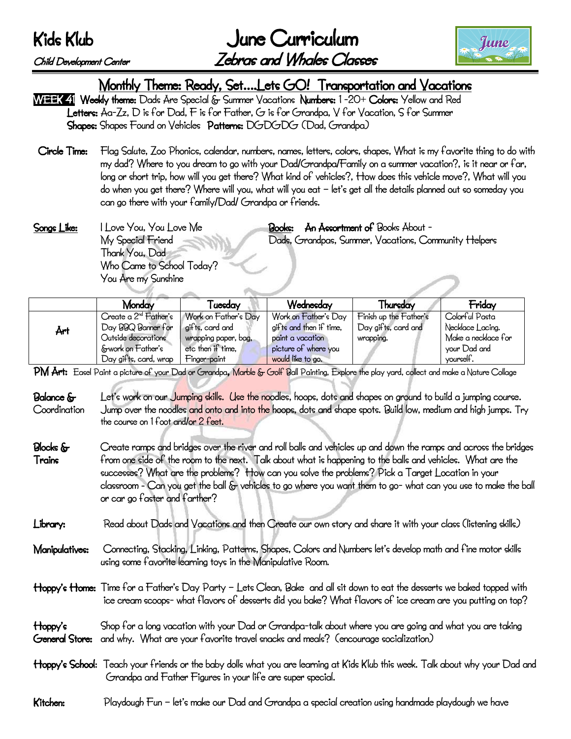# Kids Klub
*Child Development Center*

# June Curriculum
## *Zebras and Whales Classes*

## Monthly Theme: Ready, Set....Lets GO! Transportation and Vacations

**WEEK 41** **Weekly theme:** Dads Are Special & Summer Vacations **Numbers:** 1-20+ **Colors:** Yellow and Red
**Letters:** Aa-Zz, D is for Dad, F is for Father, G is for Grandpa, V for Vacation, S for Summer
**Shapes:** Shapes Found on Vehicles **Patterns:** DGDGDG (Dad, Grandpa)

**Circle Time:** Flag Salute, Zoo Phonics, calendar, numbers, names, letters, colors, shapes, What is my favorite thing to do with my dad? Where to you dream to go with your Dad/Grandpa/Family on a summer vacation?, is it near or far, long or short trip, how will you get there? What kind of vehicles?, How does this vehicle move?, What will you do when you get there? Where will you, what will you eat – let's get all the details planned out so someday you can go there with your family/Dad/ Grandpa or friends.

**Songs Like:**
I Love You, You Love Me
My Special Friend
Thank You, Dad
Who Came to School Today?
You Are my Sunshine

**Books:** **An Assortment of** Books About -
Dads, Grandpas, Summer, Vacations, Community Helpers

| | Monday | Tuesday | Wednesday | Thursday | Friday |
|---|---|---|---|---|---|
| Art | Create a 2nd Father's Day BBQ Banner for Outside decorations &work on Father's Day gifts, card, wrap | Work on Father's Day gifts, card and wrapping paper, bag, etc then if time, Finger-paint | Work on Father's Day gifts and then if time, paint a vacation picture of where you would like to go. | Finish up the Father's Day gifts, card and wrapping. | Colorful Pasta Necklace Lacing. Make a necklace for your Dad and yourself. |

**PM Art:** Easel Paint a picture of your Dad or Grandpa, Marble & Golf Ball Painting, Explore the play yard, collect and make a Nature Collage

**Balance & Coordination** Let's work on our Jumping skills. Use the noodles, hoops, dots and shapes on ground to build a jumping course. Jump over the noodles and onto and into the hoops, dots and shape spots. Build low, medium and high jumps. Try the course on 1 foot and/or 2 feet.

**Blocks & Trains** Create ramps and bridges over the river and roll balls and vehicles up and down the ramps and across the bridges from one side of the room to the next. Talk about what is happening to the balls and vehicles. What are the successes? What are the problems? How can you solve the problems? Pick a Target Location in your classroom - Can you get the ball & vehicles to go where you want them to go- what can you use to make the ball or car go faster and farther?

**Library:** Read about Dads and Vacations and then Create our own story and share it with your class (listening skills)

**Manipulatives:** Connecting, Stacking, Linking, Patterns, Shapes, Colors and Numbers let's develop math and fine motor skills using some favorite learning toys in the Manipulative Room.

**Hoppy's Home:** Time for a Father's Day Party – Lets Clean, Bake and all sit down to eat the desserts we baked topped with ice cream scoops- what flavors of desserts did you bake? What flavors of ice cream are you putting on top?

**Hoppy's General Store:** Shop for a long vacation with your Dad or Grandpa-talk about where you are going and what you are taking and why. What are your favorite travel snacks and meals? (encourage socialization)

**Hoppy's School:** Teach your friends or the baby dolls what you are learning at Kids Klub this week. Talk about why your Dad and Grandpa and Father Figures in your life are super special.

**Kitchen:** Playdough Fun – let's make our Dad and Grandpa a special creation using handmade playdough we have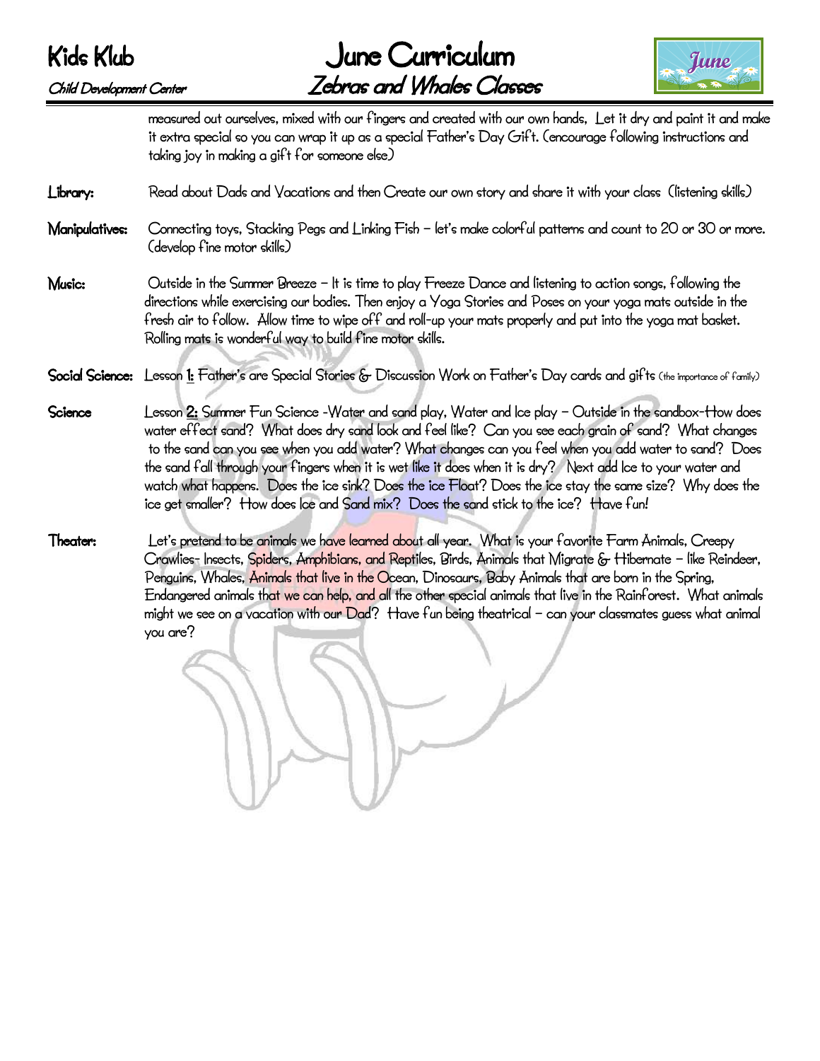measured out ourselves, mixed with our fingers and created with our own hands, Let it dry and paint it and make it extra special so you can wrap it up as a special Father's Day Gift. (encourage following instructions and taking joy in making a gift for someone else)

**Library:** Read about Dads and Vacations and then Create our own story and share it with your class (listening skills)

**Manipulatives:** Connecting toys, Stacking Pegs and Linking Fish – let's make colorful patterns and count to 20 or 30 or more. (develop fine motor skills)

**Music:** Outside in the Summer Breeze – It is time to play Freeze Dance and listening to action songs, following the directions while exercising our bodies. Then enjoy a Yoga Stories and Poses on your yoga mats outside in the fresh air to follow. Allow time to wipe off and roll-up your mats properly and put into the yoga mat basket. Rolling mats is wonderful way to build fine motor skills.

**Social Science:** Lesson **1:** Father's are Special Stories & Discussion Work on Father's Day cards and gifts (the importance of family)

**Science** Lesson **2:** Summer Fun Science -Water and sand play, Water and Ice play – Outside in the sandbox-How does water effect sand? What does dry sand look and feel like? Can you see each grain of sand? What changes to the sand can you see when you add water? What changes can you feel when you add water to sand? Does the sand fall through your fingers when it is wet like it does when it is dry? Next add Ice to your water and watch what happens. Does the ice sink? Does the ice Float? Does the ice stay the same size? Why does the ice get smaller? How does Ice and Sand mix? Does the sand stick to the ice? Have fun!

**Theater:** Let's pretend to be animals we have learned about all year. What is your favorite Farm Animals, Creepy Crawlies- Insects, Spiders, Amphibians, and Reptiles, Birds, Animals that Migrate & Hibernate – like Reindeer, Penguins, Whales, Animals that live in the Ocean, Dinosaurs, Baby Animals that are born in the Spring, Endangered animals that we can help, and all the other special animals that live in the Rainforest. What animals might we see on a vacation with our Dad? Have fun being theatrical – can your classmates guess what animal you are?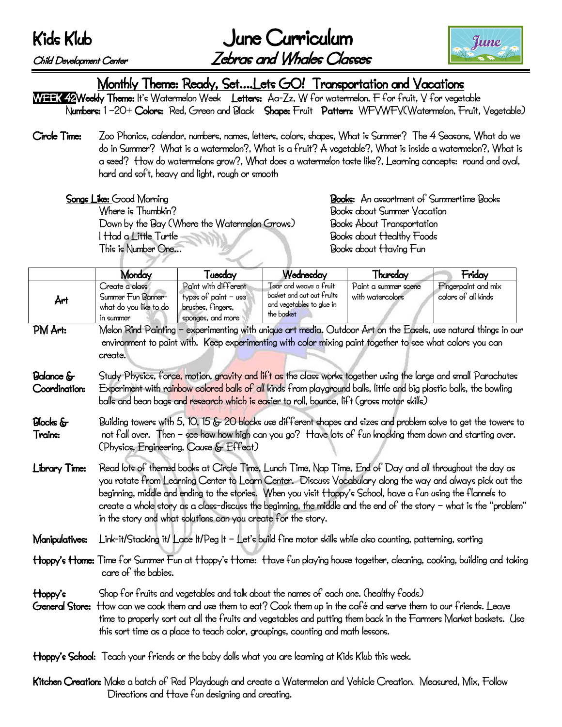**Kids Klub**
*Child Development Center*

# June Curriculum
## *Zebras and Whales Classes*

## Monthly Theme: Ready, Set....Lets GO! Transportation and Vacations

**WEEK 42** **Weekly Theme:** It's Watermelon Week **Letters:** Aa-Zz, W for watermelon, F for fruit, V for vegetable
**Numbers:** 1 -20+ **Colors:** Red, Green and Black **Shape:** Fruit **Pattern:** WFVWFV(Watermelon, Fruit, Vegetable)

**Circle Time:** Zoo Phonics, calendar, numbers, names, letters, colors, shapes, What is Summer? The 4 Seasons, What do we do in Summer? What is a watermelon?, What is a fruit? A vegetable?, What is inside a watermelon?, What is a seed? How do watermelons grow?, What does a watermelon taste like?, Learning concepts: round and oval, hard and soft, heavy and light, rough or smooth

**Songs Like:** Good Morning
Where is Thumbkin?
Down by the Bay (Where the Watermelon Grows)
I Had a Little Turtle
This is Number One...

**Books:** An assortment of Summertime Books
Books about Summer Vacation
Books About Transportation
Books about Healthy Foods
Books about Having Fun

| | Monday | Tuesday | Wednesday | Thursday | Friday |
|---|---|---|---|---|---|
| Art | Create a class Summer Fun Banner-what do you like to do in summer | Paint with different types of paint – use brushes, fingers, sponges, and more | Tear and weave a fruit basket and cut out fruits and vegetables to glue in the basket | Paint a summer scene with watercolors | Fingerpaint and mix colors of all kinds |

**PM Art:** Melon Rind Painting – experimenting with unique art media. Outdoor Art on the Easels, use natural things in our environment to paint with. Keep experimenting with color mixing paint together to see what colors you can create.

**Balance & Coordination:** Study Physics, force, motion, gravity and lift as the class works together using the large and small Parachutes Experiment with rainbow colored balls of all kinds from playground balls, little and big plastic balls, the bowling balls and bean bags and research which is easier to roll, bounce, lift (gross motor skills)

**Blocks & Trains:** Building towers with 5, 10, 15 & 20 blocks use different shapes and sizes and problem solve to get the towers to not fall over. Then – see how how high can you go? Have lots of fun knocking them down and starting over. (Physics, Engineering, Cause & Effect)

**Library Time:** Read lots of themed books at Circle Time, Lunch Time, Nap Time, End of Day and all throughout the day as you rotate from Learning Center to Learn Center. Discuss Vocabulary along the way and always pick out the beginning, middle and ending to the stories. When you visit Hoppy's School, have a fun using the flannels to create a whole story as a class-discuss the beginning, the middle and the end of the story – what is the "problem" in the story and what solutions can you create for the story.

**Manipulatives:** Link-it/Stacking it/ Lace It/Peg It – Let's build fine motor skills while also counting, patterning, sorting

**Hoppy's Home:** Time for Summer Fun at Hoppy's Home: Have fun playing house together, cleaning, cooking, building and taking care of the babies.

**Hoppy's General Store:** Shop for fruits and vegetables and talk about the names of each one. (healthy foods) How can we cook them and use them to eat? Cook them up in the café and serve them to our friends. Leave time to properly sort out all the fruits and vegetables and putting them back in the Farmers Market baskets. Use this sort time as a place to teach color, groupings, counting and math lessons.

**Hoppy's School:** Teach your friends or the baby dolls what you are learning at Kids Klub this week.

**Kitchen Creation:** Make a batch of Red Playdough and create a Watermelon and Vehicle Creation. Measured, Mix, Follow Directions and Have fun designing and creating.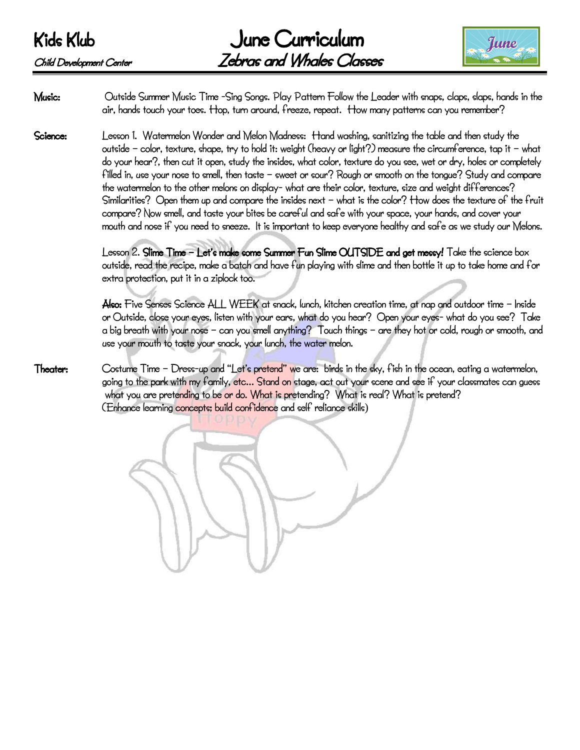# Kids Klub

*Child Development Center*

# June Curriculum

## *Zebras and Whales Classes*

**Music:** Outside Summer Music Time -Sing Songs. Play Pattern Follow the Leader with snaps, claps, slaps, hands in the air, hands touch your toes. Hop, turn around, freeze, repeat. How many patterns can you remember?

**Science:** Lesson 1. Watermelon Wonder and Melon Madness: Hand washing, sanitizing the table and then study the outside – color, texture, shape, try to hold it: weight (heavy or light?) measure the circumference, tap it – what do your hear?, then cut it open, study the insides, what color, texture do you see, wet or dry, holes or completely filled in, use your nose to smell, then taste – sweet or sour? Rough or smooth on the tongue? Study and compare the watermelon to the other melons on display- what are their color, texture, size and weight differences? Similarities? Open them up and compare the insides next – what is the color? How does the texture of the fruit compare? Now smell, and taste your bites be careful and safe with your space, your hands, and cover your mouth and nose if you need to sneeze. It is important to keep everyone healthy and safe as we study our Melons.

Lesson 2. **Slime Time – Let's make some Summer Fun Slime OUTSIDE and get messy!** Take the science box outside, read the recipe, make a batch and have fun playing with slime and then bottle it up to take home and for extra protection, put it in a ziplock too.

**Also:** Five Senses Science ALL WEEK at snack, lunch, kitchen creation time, at nap and outdoor time – Inside or Outside, close your eyes, listen with your ears, what do you hear? Open your eyes- what do you see? Take a big breath with your nose – can you smell anything? Touch things – are they hot or cold, rough or smooth, and use your mouth to taste your snack, your lunch, the water melon.

**Theater:** Costume Time – Dress-up and "Let's pretend" we are: birds in the sky, fish in the ocean, eating a watermelon, going to the park with my family, etc… Stand on stage, act out your scene and see if your classmates can guess what you are pretending to be or do. What is pretending? What is real? What is pretend? (Enhance learning concepts; build confidence and self reliance skills)